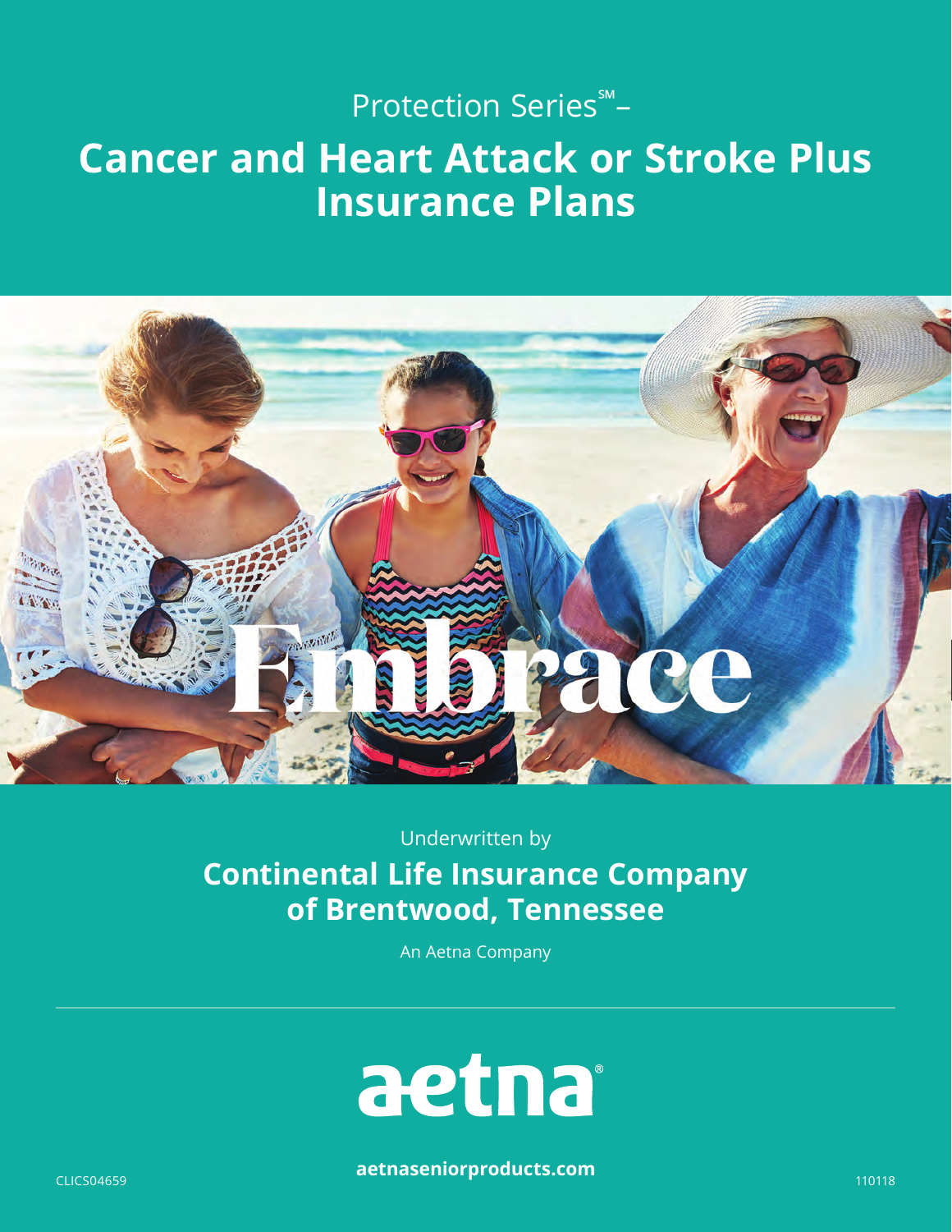Protection Series℠–

# Cancer and Heart Attack or Stroke Plus Insurance Plans

Embrace

Underwritten by

**Continental Life Insurance Company of Brentwood, Tennessee**

An Aetna Company

aetna®

**aetnaseniorproducts.com**

CLICS04659

110118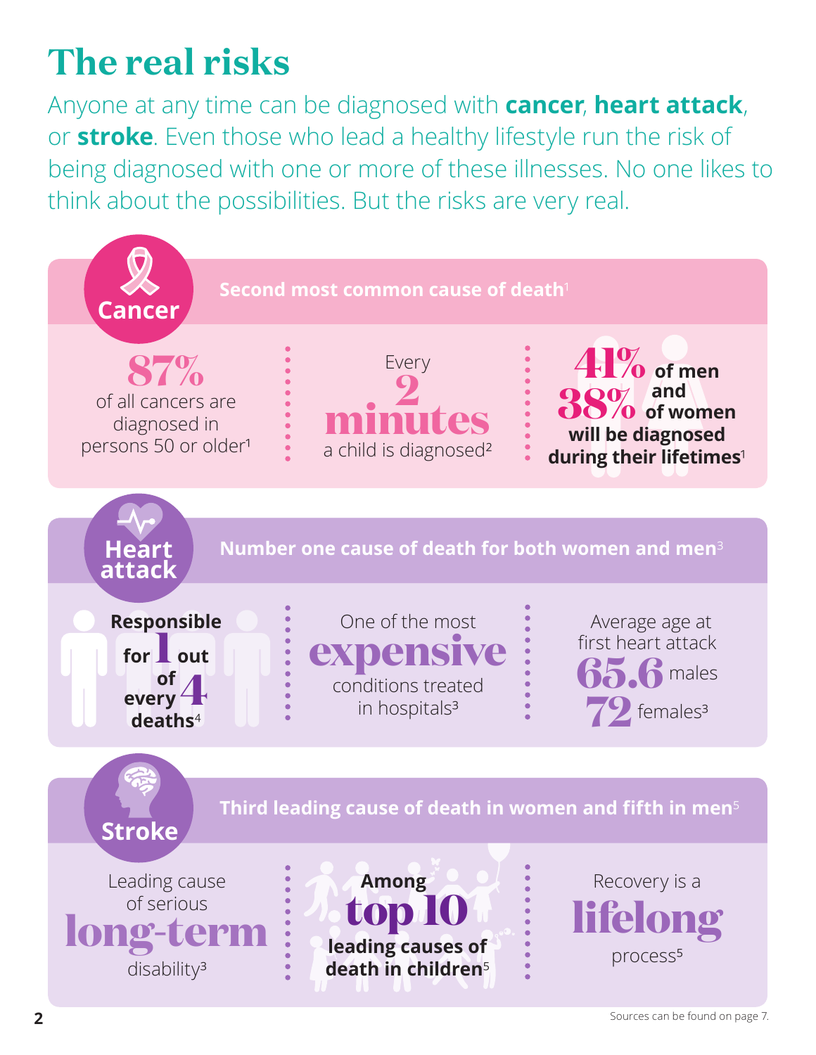# The real risks

Anyone at any time can be diagnosed with **cancer**, **heart attack**, or **stroke**. Even those who lead a healthy lifestyle run the risk of being diagnosed with one or more of these illnesses. No one likes to think about the possibilities. But the risks are very real.

## Cancer

**Second most common cause of death**[1]

**87%** of all cancers are diagnosed in persons 50 or older[1]

Every **2 minutes** a child is diagnosed[2]

**41%** **of men and** **38%** **of women will be diagnosed during their lifetimes**[1]

## Heart attack

**Number one cause of death for both women and men**[3]

**Responsible for 1 out of every 4 deaths**[4]

One of the most **expensive** conditions treated in hospitals[3]

Average age at first heart attack **65.6** males **72** females[3]

## Stroke

**Third leading cause of death in women and fifth in men**[5]

Leading cause of serious **long-term** disability[3]

**Among top 10 leading causes of death in children**[5]

Recovery is a **lifelong** process[5]

Sources can be found on page 7.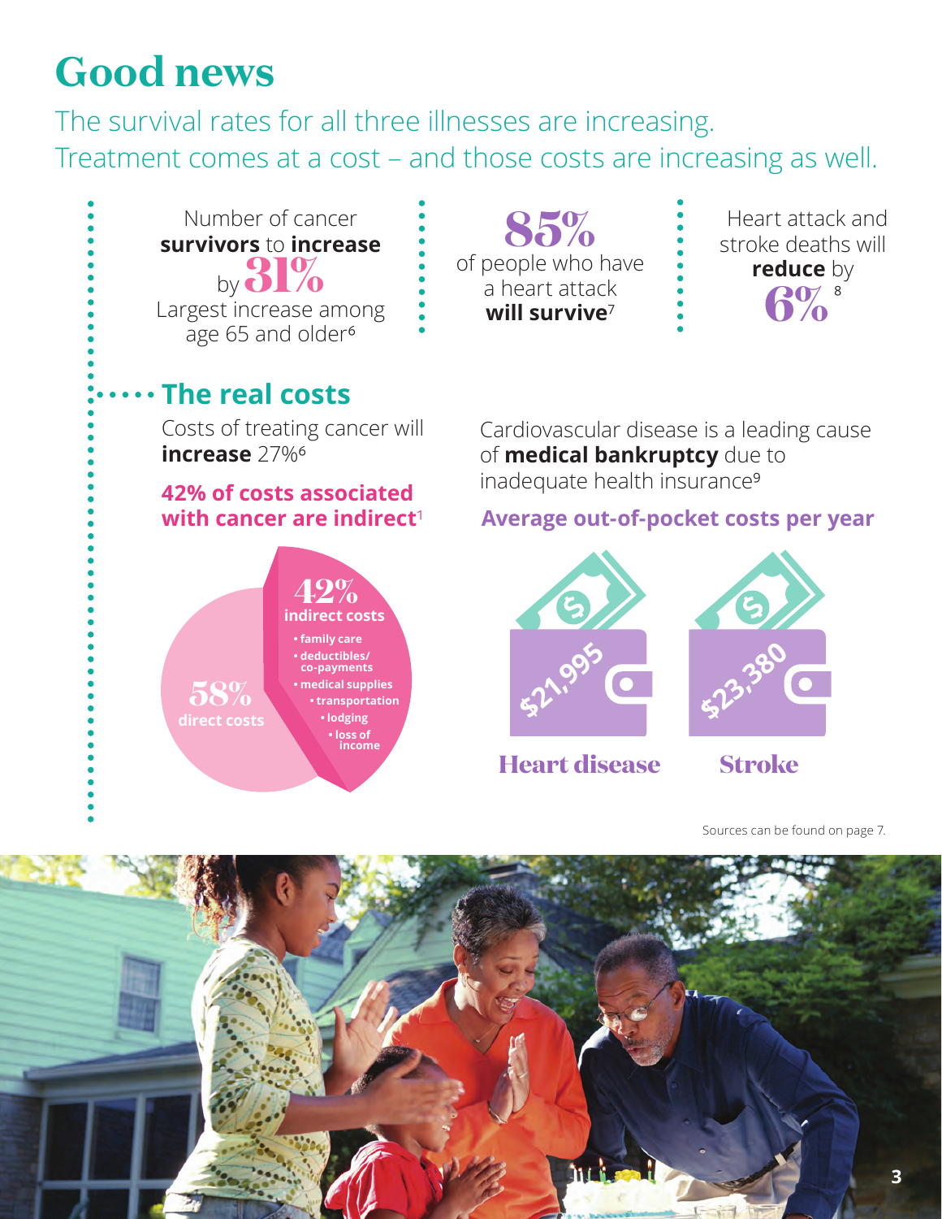# Good news

The survival rates for all three illnesses are increasing. Treatment comes at a cost – and those costs are increasing as well.

Number of cancer **survivors** to **increase** by **31%** Largest increase among age 65 and older[6]

**85%** of people who have a heart attack **will survive**[7]

Heart attack and stroke deaths will **reduce** by **6%**[8]

## The real costs

Costs of treating cancer will **increase** 27%[6]

**42% of costs associated with cancer are indirect**[1]

**42%** indirect costs

- family care
- deductibles/co-payments
- medical supplies
- transportation
- lodging
- loss of income

**58%** direct costs

Cardiovascular disease is a leading cause of **medical bankruptcy** due to inadequate health insurance[9]

**Average out-of-pocket costs per year**

| Heart disease | Stroke |
| --- | --- |
| $21,995 | $23,380 |

Sources can be found on page 7.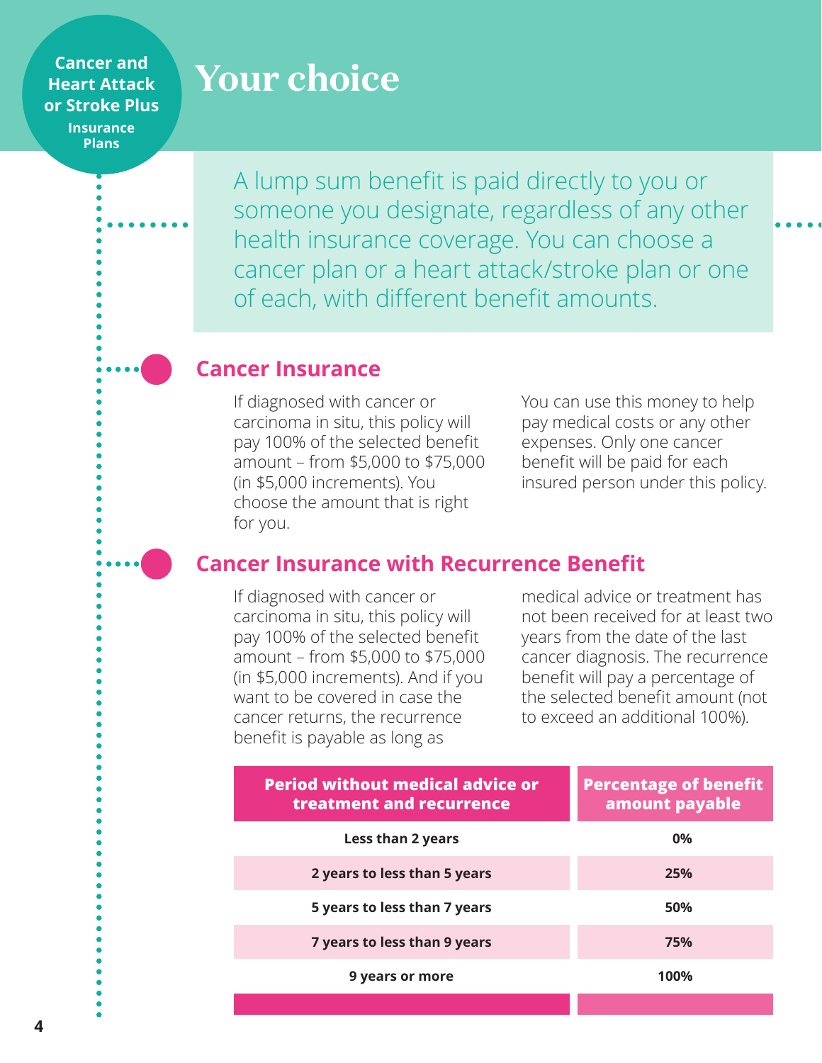Cancer and Heart Attack or Stroke Plus Insurance Plans

# Your choice

A lump sum benefit is paid directly to you or someone you designate, regardless of any other health insurance coverage. You can choose a cancer plan or a heart attack/stroke plan or one of each, with different benefit amounts.

## Cancer Insurance

If diagnosed with cancer or carcinoma in situ, this policy will pay 100% of the selected benefit amount – from $5,000 to $75,000 (in $5,000 increments). You choose the amount that is right for you.

You can use this money to help pay medical costs or any other expenses. Only one cancer benefit will be paid for each insured person under this policy.

## Cancer Insurance with Recurrence Benefit

If diagnosed with cancer or carcinoma in situ, this policy will pay 100% of the selected benefit amount – from $5,000 to $75,000 (in $5,000 increments). And if you want to be covered in case the cancer returns, the recurrence benefit is payable as long as medical advice or treatment has not been received for at least two years from the date of the last cancer diagnosis. The recurrence benefit will pay a percentage of the selected benefit amount (not to exceed an additional 100%).

| Period without medical advice or treatment and recurrence | Percentage of benefit amount payable |
|---|---|
| Less than 2 years | 0% |
| 2 years to less than 5 years | 25% |
| 5 years to less than 7 years | 50% |
| 7 years to less than 9 years | 75% |
| 9 years or more | 100% |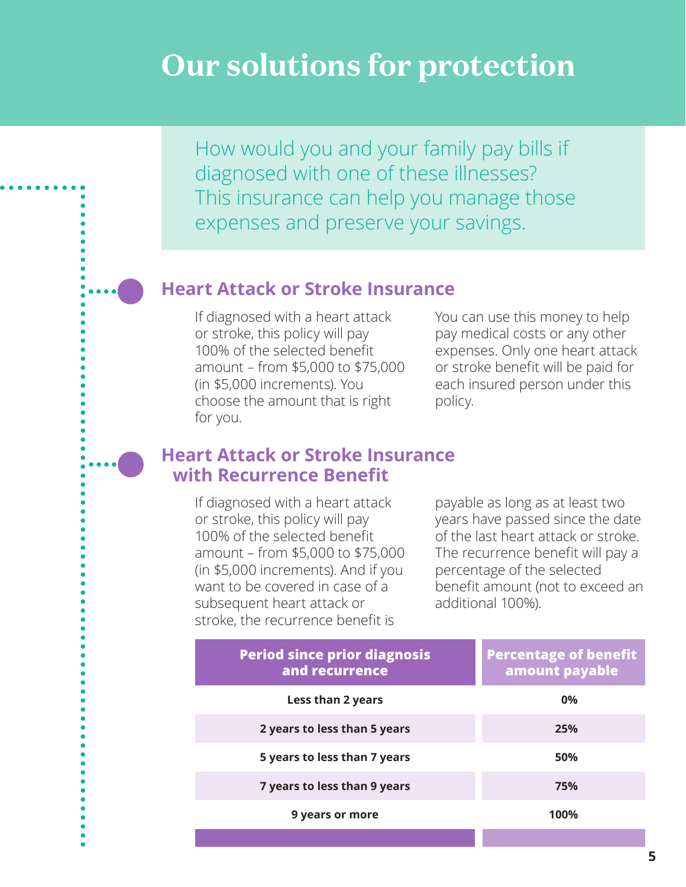# Our solutions for protection

How would you and your family pay bills if diagnosed with one of these illnesses? This insurance can help you manage those expenses and preserve your savings.

## Heart Attack or Stroke Insurance

If diagnosed with a heart attack or stroke, this policy will pay 100% of the selected benefit amount – from $5,000 to $75,000 (in $5,000 increments). You choose the amount that is right for you. You can use this money to help pay medical costs or any other expenses. Only one heart attack or stroke benefit will be paid for each insured person under this policy.

## Heart Attack or Stroke Insurance with Recurrence Benefit

If diagnosed with a heart attack or stroke, this policy will pay 100% of the selected benefit amount – from $5,000 to $75,000 (in $5,000 increments). And if you want to be covered in case of a subsequent heart attack or stroke, the recurrence benefit is payable as long as at least two years have passed since the date of the last heart attack or stroke. The recurrence benefit will pay a percentage of the selected benefit amount (not to exceed an additional 100%).

| Period since prior diagnosis and recurrence | Percentage of benefit amount payable |
|---|---|
| Less than 2 years | 0% |
| 2 years to less than 5 years | 25% |
| 5 years to less than 7 years | 50% |
| 7 years to less than 9 years | 75% |
| 9 years or more | 100% |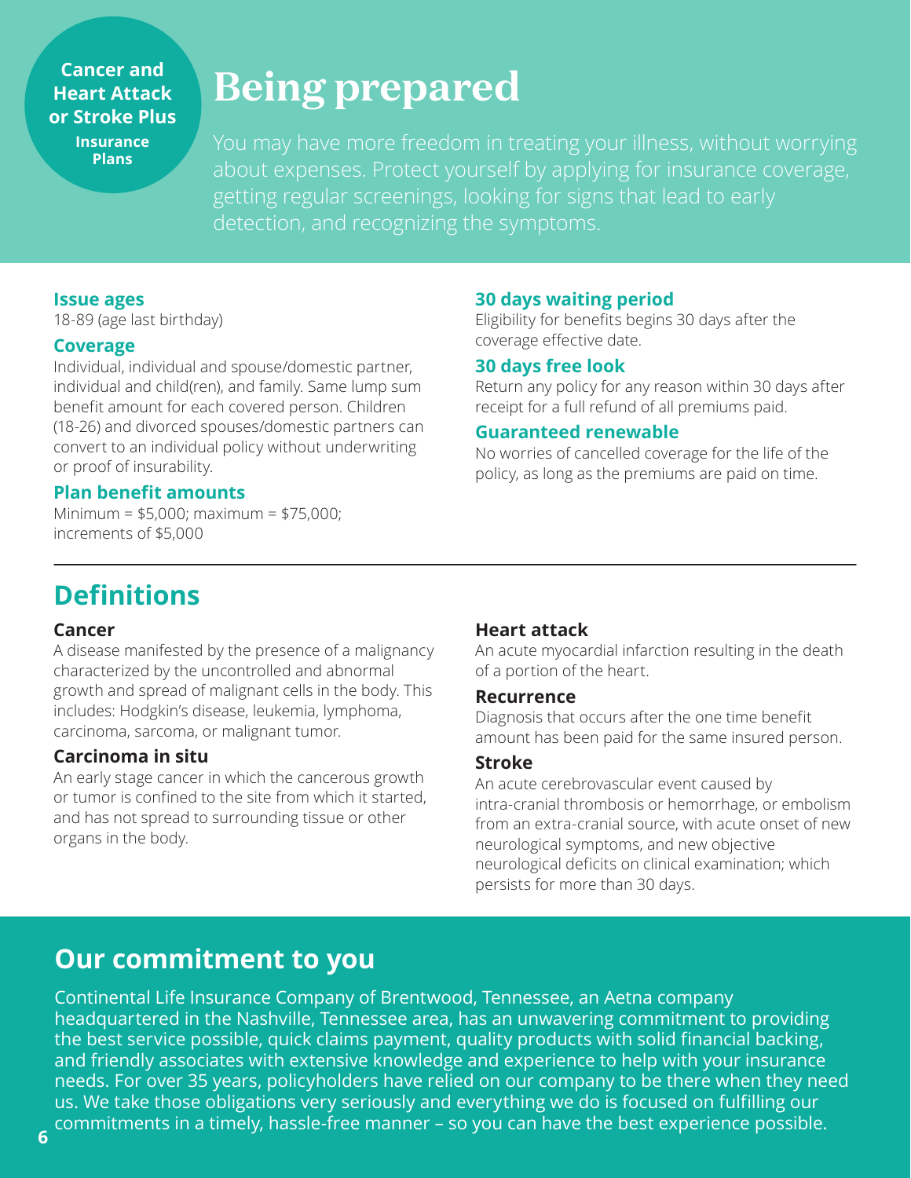**Cancer and Heart Attack or Stroke Plus**
**Insurance Plans**

# Being prepared

You may have more freedom in treating your illness, without worrying about expenses. Protect yourself by applying for insurance coverage, getting regular screenings, looking for signs that lead to early detection, and recognizing the symptoms.

### Issue ages

18-89 (age last birthday)

### Coverage

Individual, individual and spouse/domestic partner, individual and child(ren), and family. Same lump sum benefit amount for each covered person. Children (18-26) and divorced spouses/domestic partners can convert to an individual policy without underwriting or proof of insurability.

### Plan benefit amounts

Minimum = $5,000; maximum = $75,000; increments of $5,000

### 30 days waiting period

Eligibility for benefits begins 30 days after the coverage effective date.

### 30 days free look

Return any policy for any reason within 30 days after receipt for a full refund of all premiums paid.

### Guaranteed renewable

No worries of cancelled coverage for the life of the policy, as long as the premiums are paid on time.

## Definitions

**Cancer**
A disease manifested by the presence of a malignancy characterized by the uncontrolled and abnormal growth and spread of malignant cells in the body. This includes: Hodgkin's disease, leukemia, lymphoma, carcinoma, sarcoma, or malignant tumor.

**Carcinoma in situ**
An early stage cancer in which the cancerous growth or tumor is confined to the site from which it started, and has not spread to surrounding tissue or other organs in the body.

**Heart attack**
An acute myocardial infarction resulting in the death of a portion of the heart.

**Recurrence**
Diagnosis that occurs after the one time benefit amount has been paid for the same insured person.

**Stroke**
An acute cerebrovascular event caused by intra-cranial thrombosis or hemorrhage, or embolism from an extra-cranial source, with acute onset of new neurological symptoms, and new objective neurological deficits on clinical examination; which persists for more than 30 days.

## Our commitment to you

Continental Life Insurance Company of Brentwood, Tennessee, an Aetna company headquartered in the Nashville, Tennessee area, has an unwavering commitment to providing the best service possible, quick claims payment, quality products with solid financial backing, and friendly associates with extensive knowledge and experience to help with your insurance needs. For over 35 years, policyholders have relied on our company to be there when they need us. We take those obligations very seriously and everything we do is focused on fulfilling our commitments in a timely, hassle-free manner – so you can have the best experience possible.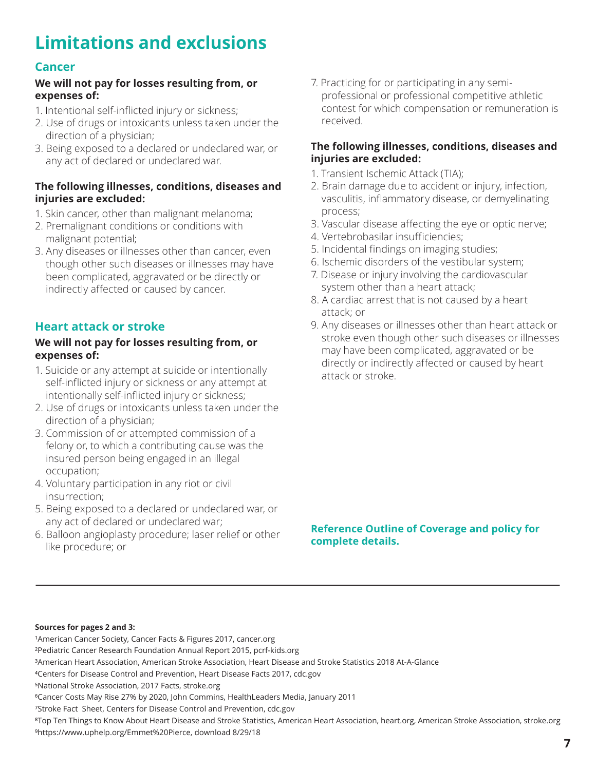# Limitations and exclusions

## Cancer

**We will not pay for losses resulting from, or expenses of:**

1. Intentional self-inflicted injury or sickness;
2. Use of drugs or intoxicants unless taken under the direction of a physician;
3. Being exposed to a declared or undeclared war, or any act of declared or undeclared war.

**The following illnesses, conditions, diseases and injuries are excluded:**

1. Skin cancer, other than malignant melanoma;
2. Premalignant conditions or conditions with malignant potential;
3. Any diseases or illnesses other than cancer, even though other such diseases or illnesses may have been complicated, aggravated or be directly or indirectly affected or caused by cancer.

## Heart attack or stroke

**We will not pay for losses resulting from, or expenses of:**

1. Suicide or any attempt at suicide or intentionally self-inflicted injury or sickness or any attempt at intentionally self-inflicted injury or sickness;
2. Use of drugs or intoxicants unless taken under the direction of a physician;
3. Commission of or attempted commission of a felony or, to which a contributing cause was the insured person being engaged in an illegal occupation;
4. Voluntary participation in any riot or civil insurrection;
5. Being exposed to a declared or undeclared war, or any act of declared or undeclared war;
6. Balloon angioplasty procedure; laser relief or other like procedure; or
7. Practicing for or participating in any semi-professional or professional competitive athletic contest for which compensation or remuneration is received.

**The following illnesses, conditions, diseases and injuries are excluded:**

1. Transient Ischemic Attack (TIA);
2. Brain damage due to accident or injury, infection, vasculitis, inflammatory disease, or demyelinating process;
3. Vascular disease affecting the eye or optic nerve;
4. Vertebrobasilar insufficiencies;
5. Incidental findings on imaging studies;
6. Ischemic disorders of the vestibular system;
7. Disease or injury involving the cardiovascular system other than a heart attack;
8. A cardiac arrest that is not caused by a heart attack; or
9. Any diseases or illnesses other than heart attack or stroke even though other such diseases or illnesses may have been complicated, aggravated or be directly or indirectly affected or caused by heart attack or stroke.

**Reference Outline of Coverage and policy for complete details.**

---

**Sources for pages 2 and 3:**

[1] American Cancer Society, Cancer Facts & Figures 2017, cancer.org
[2] Pediatric Cancer Research Foundation Annual Report 2015, pcrf-kids.org
[3] American Heart Association, American Stroke Association, Heart Disease and Stroke Statistics 2018 At-A-Glance
[4] Centers for Disease Control and Prevention, Heart Disease Facts 2017, cdc.gov
[5] National Stroke Association, 2017 Facts, stroke.org
[6] Cancer Costs May Rise 27% by 2020, John Commins, HealthLeaders Media, January 2011
[7] Stroke Fact Sheet, Centers for Disease Control and Prevention, cdc.gov
[8] Top Ten Things to Know About Heart Disease and Stroke Statistics, American Heart Association, heart.org, American Stroke Association, stroke.org
[9] https://www.uphelp.org/Emmet%20Pierce, download 8/29/18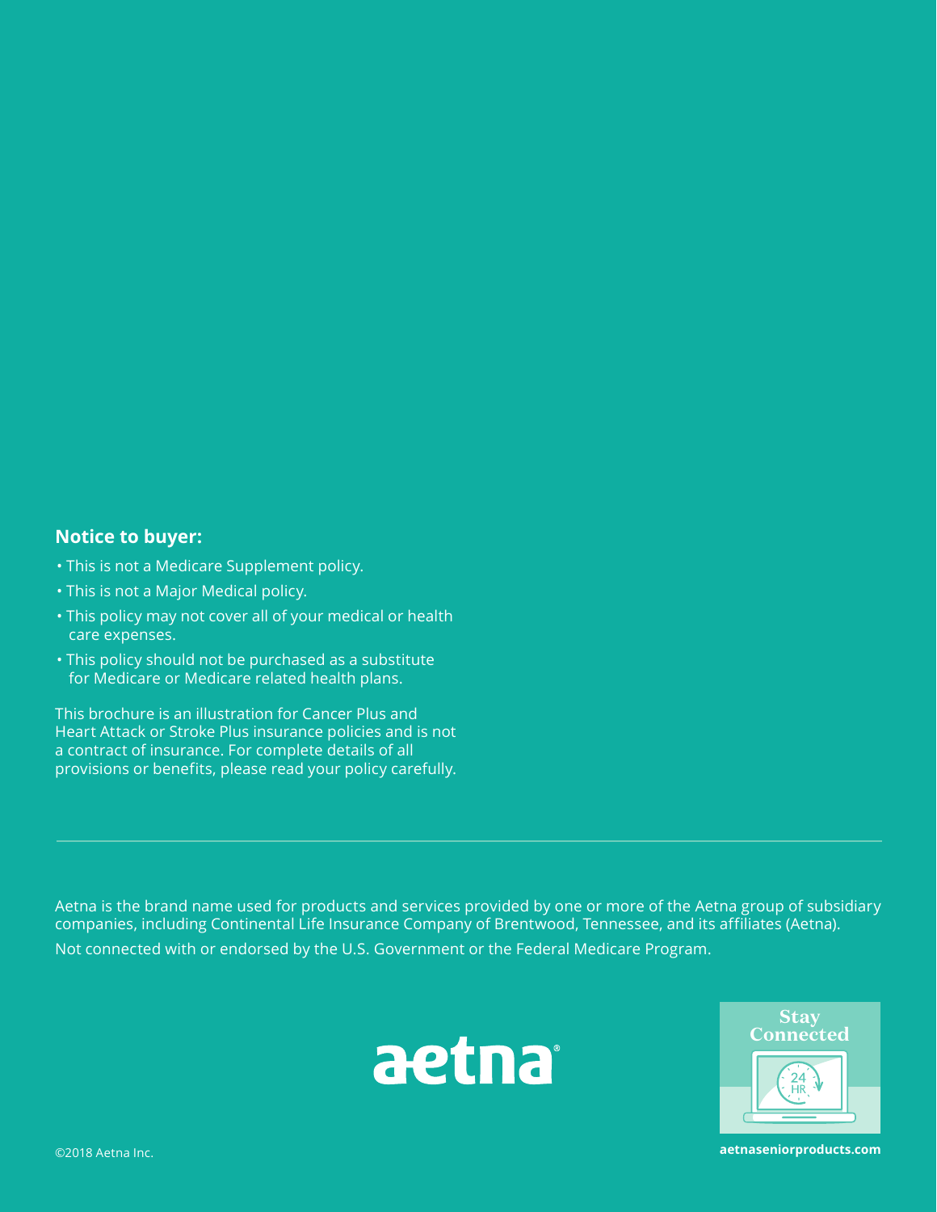**Notice to buyer:**

- This is not a Medicare Supplement policy.
- This is not a Major Medical policy.
- This policy may not cover all of your medical or health care expenses.
- This policy should not be purchased as a substitute for Medicare or Medicare related health plans.

This brochure is an illustration for Cancer Plus and Heart Attack or Stroke Plus insurance policies and is not a contract of insurance. For complete details of all provisions or benefits, please read your policy carefully.

---

Aetna is the brand name used for products and services provided by one or more of the Aetna group of subsidiary companies, including Continental Life Insurance Company of Brentwood, Tennessee, and its affiliates (Aetna).

Not connected with or endorsed by the U.S. Government or the Federal Medicare Program.

aetna®

Stay Connected

24 HR

**aetnaseniorproducts.com**

©2018 Aetna Inc.